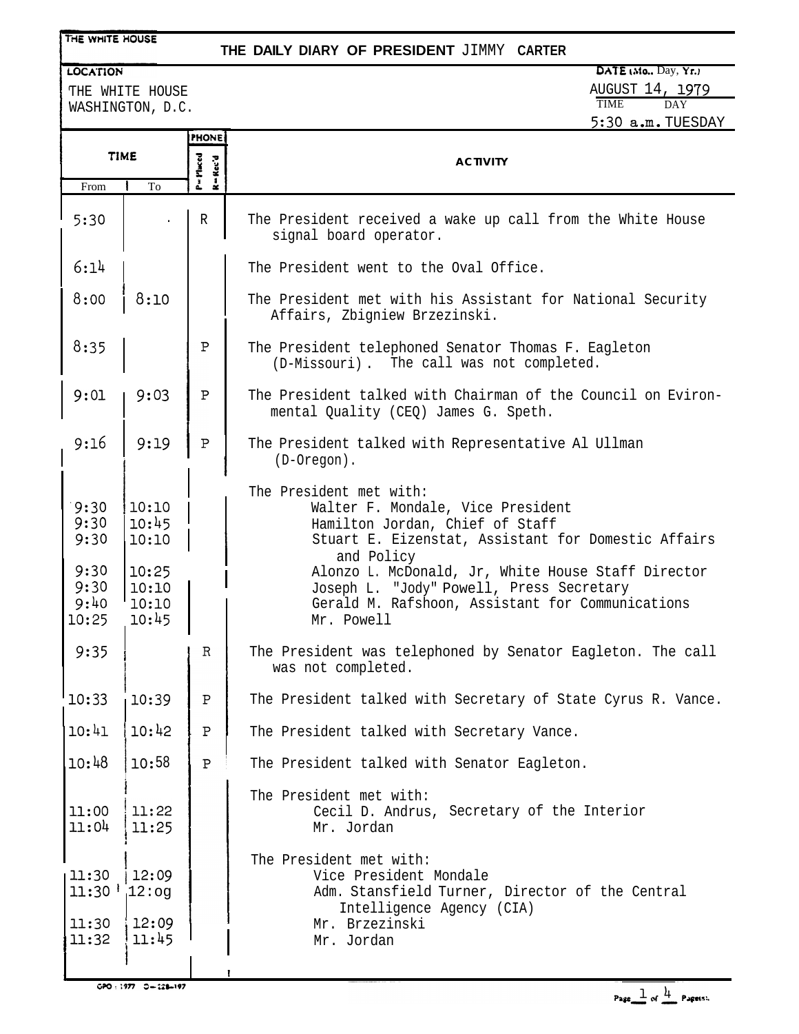THE WHITE HOUSE

# THE DAILY DIARY OF PRESIDENT JIMMY CARTER

LOCATION
THE WHITE HOUSE
WASHINGTON, D.C.

DATE (Mo., Day, Yr.)
AUGUST 14, 1979

TIME: 5:30 a.m. DAY: TUESDAY

| TIME From | TIME To | PHONE P=Placed R=Rec'd | ACTIVITY |
|---|---|---|---|
| 5:30 | | R | The President received a wake up call from the White House signal board operator. |
| 6:14 | | | The President went to the Oval Office. |
| 8:00 | 8:10 | | The President met with his Assistant for National Security Affairs, Zbigniew Brzezinski. |
| 8:35 | | P | The President telephoned Senator Thomas F. Eagleton (D-Missouri). The call was not completed. |
| 9:01 | 9:03 | P | The President talked with Chairman of the Council on Eviron-mental Quality (CEQ) James G. Speth. |
| 9:16 | 9:19 | P | The President talked with Representative Al Ullman (D-Oregon). |
| | | | The President met with: |
| 9:30 | 10:10 | | Walter F. Mondale, Vice President |
| 9:30 | 10:45 | | Hamilton Jordan, Chief of Staff |
| 9:30 | 10:10 | | Stuart E. Eizenstat, Assistant for Domestic Affairs and Policy |
| 9:30 | 10:25 | | Alonzo L. McDonald, Jr, White House Staff Director |
| 9:30 | 10:10 | | Joseph L. "Jody" Powell, Press Secretary |
| 9:40 | 10:10 | | Gerald M. Rafshoon, Assistant for Communications |
| 10:25 | 10:45 | | Mr. Powell |
| 9:35 | | R | The President was telephoned by Senator Eagleton. The call was not completed. |
| 10:33 | 10:39 | P | The President talked with Secretary of State Cyrus R. Vance. |
| 10:41 | 10:42 | P | The President talked with Secretary Vance. |
| 10:48 | 10:58 | P | The President talked with Senator Eagleton. |
| | | | The President met with: |
| 11:00 | 11:22 | | Cecil D. Andrus, Secretary of the Interior |
| 11:04 | 11:25 | | Mr. Jordan |
| | | | The President met with: |
| 11:30 | 12:09 | | Vice President Mondale |
| 11:30 | 12:09 | | Adm. Stansfield Turner, Director of the Central Intelligence Agency (CIA) |
| 11:30 | 12:09 | | Mr. Brzezinski |
| 11:32 | 11:45 | | Mr. Jordan |

GPO : 1977 O—228-197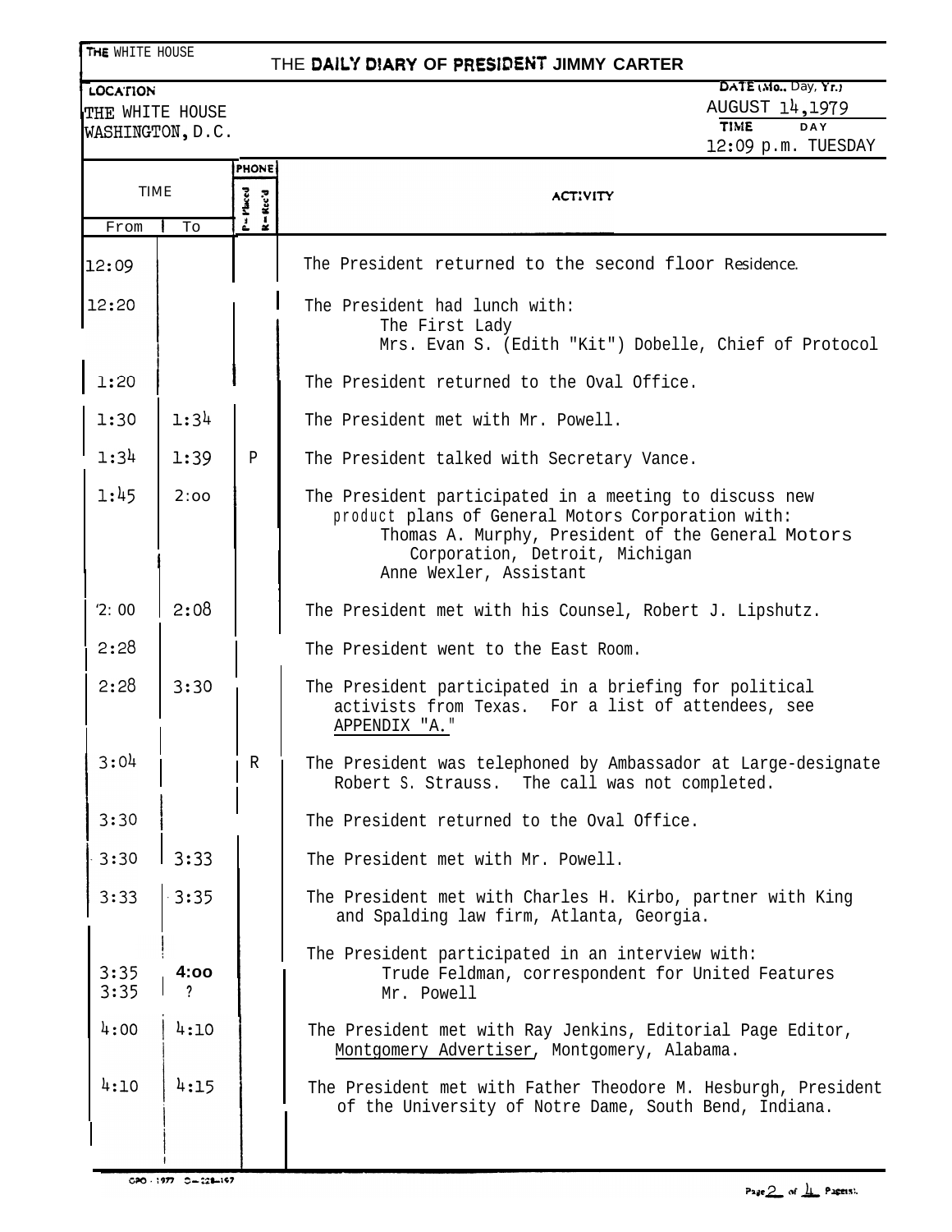THE WHITE HOUSE

# THE DAILY DIARY OF PRESIDENT JIMMY CARTER

**LOCATION**
THE WHITE HOUSE
WASHINGTON, D.C.

**DATE (Mo., Day, Yr.)**
AUGUST 14, 1979

**TIME** | **DAY**
12:09 p.m. TUESDAY

| TIME From | TIME To | PHONE P=Placed R=Rec'd | ACTIVITY |
|---|---|---|---|
| 12:09 | | | The President returned to the second floor Residence. |
| 12:20 | | | The President had lunch with: The First Lady; Mrs. Evan S. (Edith "Kit") Dobelle, Chief of Protocol |
| 1:20 | | | The President returned to the Oval Office. |
| 1:30 | 1:34 | | The President met with Mr. Powell. |
| 1:34 | 1:39 | P | The President talked with Secretary Vance. |
| 1:45 | 2:00 | | The President participated in a meeting to discuss new product plans of General Motors Corporation with: Thomas A. Murphy, President of the General Motors Corporation, Detroit, Michigan; Anne Wexler, Assistant |
| 2:00 | 2:08 | | The President met with his Counsel, Robert J. Lipshutz. |
| 2:28 | | | The President went to the East Room. |
| 2:28 | 3:30 | | The President participated in a briefing for political activists from Texas. For a list of attendees, see APPENDIX "A." |
| 3:04 | | R | The President was telephoned by Ambassador at Large-designate Robert S. Strauss. The call was not completed. |
| 3:30 | | | The President returned to the Oval Office. |
| 3:30 | 3:33 | | The President met with Mr. Powell. |
| 3:33 | 3:35 | | The President met with Charles H. Kirbo, partner with King and Spalding law firm, Atlanta, Georgia. |
| 3:35 / 3:35 | 4:00 / ? | | The President participated in an interview with: Trude Feldman, correspondent for United Features; Mr. Powell |
| 4:00 | 4:10 | | The President met with Ray Jenkins, Editorial Page Editor, Montgomery Advertiser, Montgomery, Alabama. |
| 4:10 | 4:15 | | The President met with Father Theodore M. Hesburgh, President of the University of Notre Dame, South Bend, Indiana. |

GPO : 1977 O—228-197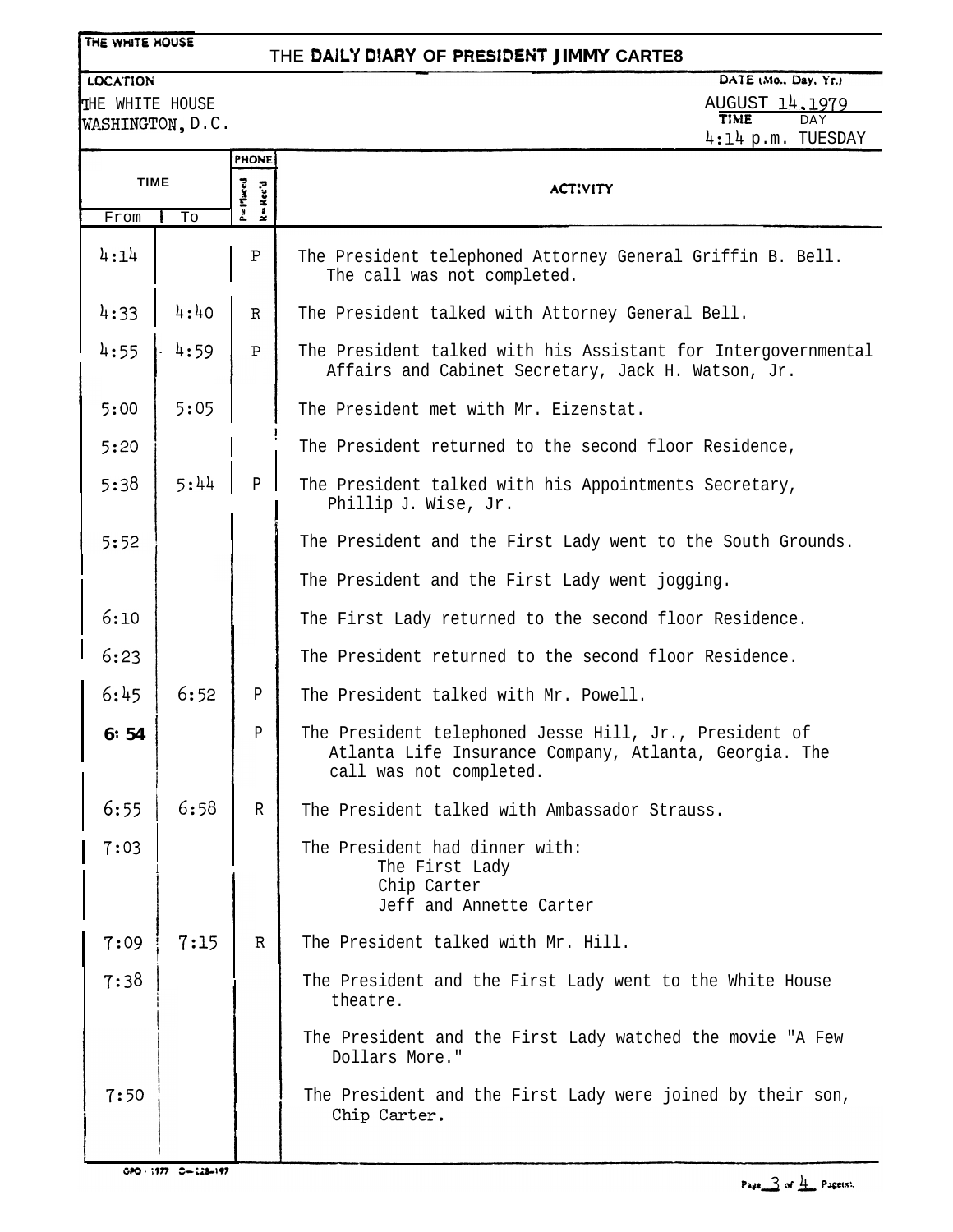THE WHITE HOUSE

# THE DAILY DIARY OF PRESIDENT JIMMY CARTER

| LOCATION | DATE (Mo., Day, Yr.) |
|---|---|
| THE WHITE HOUSE<br>WASHINGTON, D.C. | AUGUST 14, 1979 |
| | TIME: 4:14 p.m. DAY: TUESDAY |

| TIME From | TIME To | PHONE P=Placed R=Rec'd | ACTIVITY |
|---|---|---|---|
| 4:14 | | P | The President telephoned Attorney General Griffin B. Bell. The call was not completed. |
| 4:33 | 4:40 | R | The President talked with Attorney General Bell. |
| 4:55 | 4:59 | P | The President talked with his Assistant for Intergovernmental Affairs and Cabinet Secretary, Jack H. Watson, Jr. |
| 5:00 | 5:05 | | The President met with Mr. Eizenstat. |
| 5:20 | | | The President returned to the second floor Residence, |
| 5:38 | 5:44 | P | The President talked with his Appointments Secretary, Phillip J. Wise, Jr. |
| 5:52 | | | The President and the First Lady went to the South Grounds. |
| | | | The President and the First Lady went jogging. |
| 6:10 | | | The First Lady returned to the second floor Residence. |
| 6:23 | | | The President returned to the second floor Residence. |
| 6:45 | 6:52 | P | The President talked with Mr. Powell. |
| 6:54 | | P | The President telephoned Jesse Hill, Jr., President of Atlanta Life Insurance Company, Atlanta, Georgia. The call was not completed. |
| 6:55 | 6:58 | R | The President talked with Ambassador Strauss. |
| 7:03 | | | The President had dinner with:<br>The First Lady<br>Chip Carter<br>Jeff and Annette Carter |
| 7:09 | 7:15 | R | The President talked with Mr. Hill. |
| 7:38 | | | The President and the First Lady went to the White House theatre. |
| | | | The President and the First Lady watched the movie "A Few Dollars More." |
| 7:50 | | | The President and the First Lady were joined by their son, Chip Carter. |

GPO : 1977 O-228-197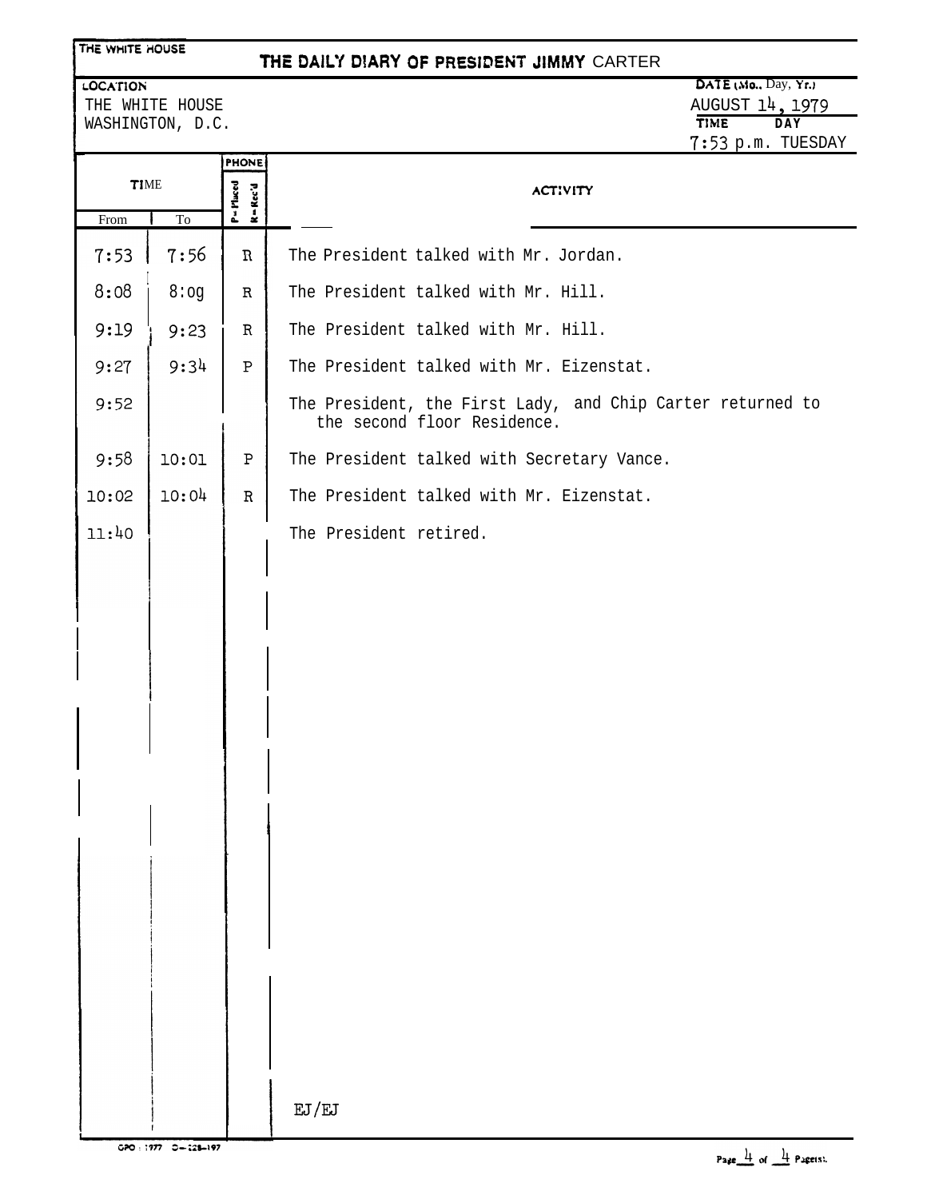THE WHITE HOUSE

# THE DAILY DIARY OF PRESIDENT JIMMY CARTER

LOCATION
THE WHITE HOUSE
WASHINGTON, D.C.

DATE (Mo., Day, Yr.)
AUGUST 14, 1979

TIME 7:53 p.m.
DAY TUESDAY

| TIME From | TIME To | PHONE P=Placed R=Rec'd | ACTIVITY |
|---|---|---|---|
| 7:53 | 7:56 | R | The President talked with Mr. Jordan. |
| 8:08 | 8:09 | R | The President talked with Mr. Hill. |
| 9:19 | 9:23 | R | The President talked with Mr. Hill. |
| 9:27 | 9:34 | P | The President talked with Mr. Eizenstat. |
| 9:52 | | | The President, the First Lady, and Chip Carter returned to the second floor Residence. |
| 9:58 | 10:01 | P | The President talked with Secretary Vance. |
| 10:02 | 10:04 | R | The President talked with Mr. Eizenstat. |
| 11:40 | | | The President retired. |

EJ/EJ

GPO : 1977 O-228-197